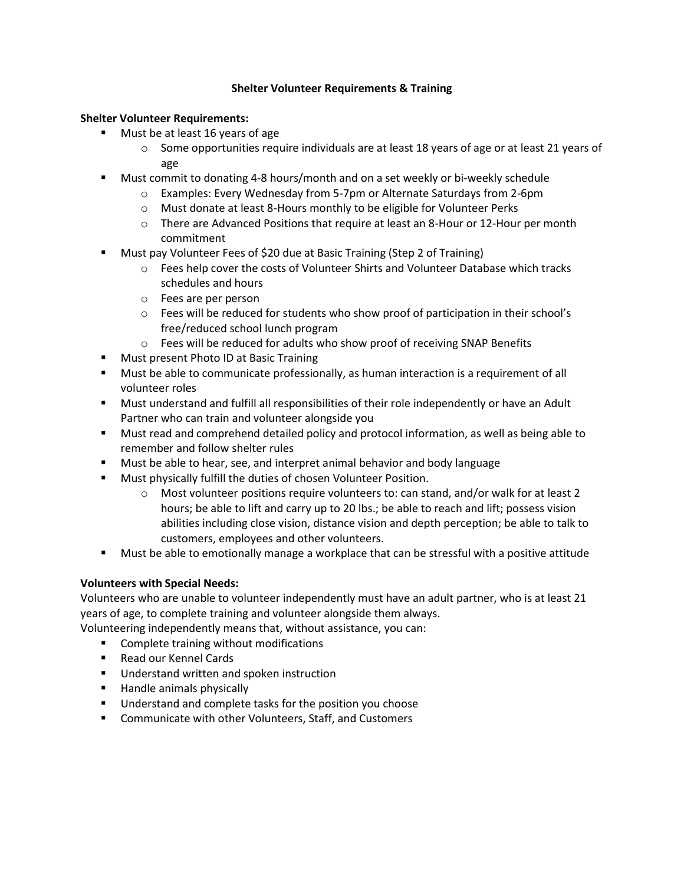# Shelter Volunteer Requirements & Training

**Shelter Volunteer Requirements:**

- Must be at least 16 years of age
  - Some opportunities require individuals are at least 18 years of age or at least 21 years of age
- Must commit to donating 4-8 hours/month and on a set weekly or bi-weekly schedule
  - Examples: Every Wednesday from 5-7pm or Alternate Saturdays from 2-6pm
  - Must donate at least 8-Hours monthly to be eligible for Volunteer Perks
  - There are Advanced Positions that require at least an 8-Hour or 12-Hour per month commitment
- Must pay Volunteer Fees of $20 due at Basic Training (Step 2 of Training)
  - Fees help cover the costs of Volunteer Shirts and Volunteer Database which tracks schedules and hours
  - Fees are per person
  - Fees will be reduced for students who show proof of participation in their school's free/reduced school lunch program
  - Fees will be reduced for adults who show proof of receiving SNAP Benefits
- Must present Photo ID at Basic Training
- Must be able to communicate professionally, as human interaction is a requirement of all volunteer roles
- Must understand and fulfill all responsibilities of their role independently or have an Adult Partner who can train and volunteer alongside you
- Must read and comprehend detailed policy and protocol information, as well as being able to remember and follow shelter rules
- Must be able to hear, see, and interpret animal behavior and body language
- Must physically fulfill the duties of chosen Volunteer Position.
  - Most volunteer positions require volunteers to: can stand, and/or walk for at least 2 hours; be able to lift and carry up to 20 lbs.; be able to reach and lift; possess vision abilities including close vision, distance vision and depth perception; be able to talk to customers, employees and other volunteers.
- Must be able to emotionally manage a workplace that can be stressful with a positive attitude

**Volunteers with Special Needs:**

Volunteers who are unable to volunteer independently must have an adult partner, who is at least 21 years of age, to complete training and volunteer alongside them always.

Volunteering independently means that, without assistance, you can:

- Complete training without modifications
- Read our Kennel Cards
- Understand written and spoken instruction
- Handle animals physically
- Understand and complete tasks for the position you choose
- Communicate with other Volunteers, Staff, and Customers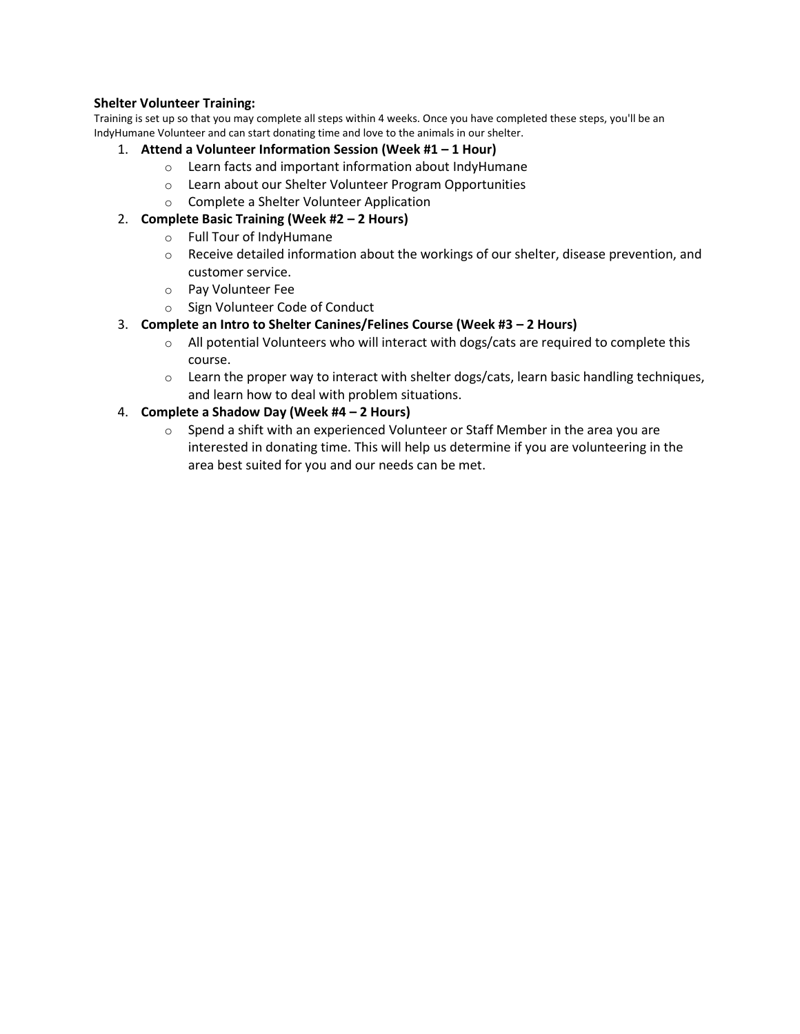**Shelter Volunteer Training:**

Training is set up so that you may complete all steps within 4 weeks. Once you have completed these steps, you'll be an IndyHumane Volunteer and can start donating time and love to the animals in our shelter.

1. **Attend a Volunteer Information Session (Week #1 – 1 Hour)**
   - Learn facts and important information about IndyHumane
   - Learn about our Shelter Volunteer Program Opportunities
   - Complete a Shelter Volunteer Application
2. **Complete Basic Training (Week #2 – 2 Hours)**
   - Full Tour of IndyHumane
   - Receive detailed information about the workings of our shelter, disease prevention, and customer service.
   - Pay Volunteer Fee
   - Sign Volunteer Code of Conduct
3. **Complete an Intro to Shelter Canines/Felines Course (Week #3 – 2 Hours)**
   - All potential Volunteers who will interact with dogs/cats are required to complete this course.
   - Learn the proper way to interact with shelter dogs/cats, learn basic handling techniques, and learn how to deal with problem situations.
4. **Complete a Shadow Day (Week #4 – 2 Hours)**
   - Spend a shift with an experienced Volunteer or Staff Member in the area you are interested in donating time. This will help us determine if you are volunteering in the area best suited for you and our needs can be met.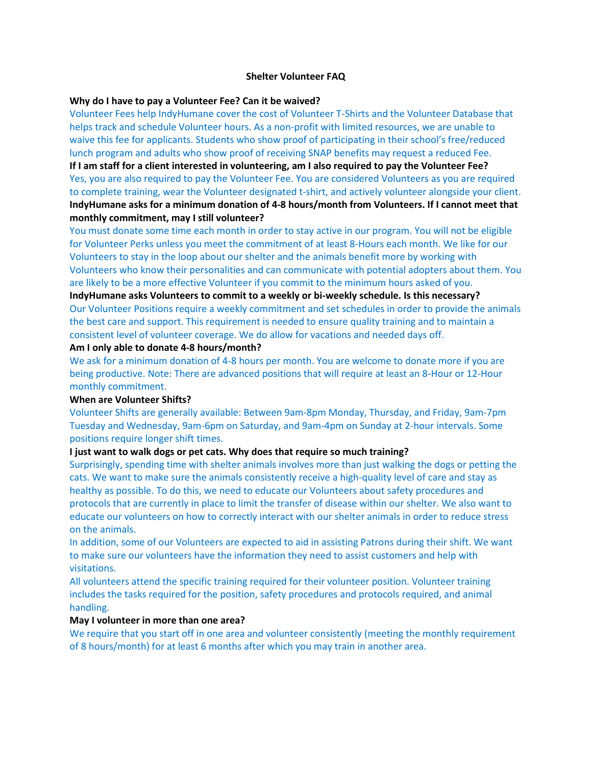# Shelter Volunteer FAQ

**Why do I have to pay a Volunteer Fee? Can it be waived?**

Volunteer Fees help IndyHumane cover the cost of Volunteer T-Shirts and the Volunteer Database that helps track and schedule Volunteer hours. As a non-profit with limited resources, we are unable to waive this fee for applicants. Students who show proof of participating in their school's free/reduced lunch program and adults who show proof of receiving SNAP benefits may request a reduced Fee.

**If I am staff for a client interested in volunteering, am I also required to pay the Volunteer Fee?**

Yes, you are also required to pay the Volunteer Fee. You are considered Volunteers as you are required to complete training, wear the Volunteer designated t-shirt, and actively volunteer alongside your client.

**IndyHumane asks for a minimum donation of 4-8 hours/month from Volunteers. If I cannot meet that monthly commitment, may I still volunteer?**

You must donate some time each month in order to stay active in our program. You will not be eligible for Volunteer Perks unless you meet the commitment of at least 8-Hours each month. We like for our Volunteers to stay in the loop about our shelter and the animals benefit more by working with Volunteers who know their personalities and can communicate with potential adopters about them. You are likely to be a more effective Volunteer if you commit to the minimum hours asked of you.

**IndyHumane asks Volunteers to commit to a weekly or bi-weekly schedule. Is this necessary?**

Our Volunteer Positions require a weekly commitment and set schedules in order to provide the animals the best care and support. This requirement is needed to ensure quality training and to maintain a consistent level of volunteer coverage. We do allow for vacations and needed days off.

**Am I only able to donate 4-8 hours/month?**

We ask for a minimum donation of 4-8 hours per month. You are welcome to donate more if you are being productive. Note: There are advanced positions that will require at least an 8-Hour or 12-Hour monthly commitment.

**When are Volunteer Shifts?**

Volunteer Shifts are generally available: Between 9am-8pm Monday, Thursday, and Friday, 9am-7pm Tuesday and Wednesday, 9am-6pm on Saturday, and 9am-4pm on Sunday at 2-hour intervals. Some positions require longer shift times.

**I just want to walk dogs or pet cats. Why does that require so much training?**

Surprisingly, spending time with shelter animals involves more than just walking the dogs or petting the cats. We want to make sure the animals consistently receive a high-quality level of care and stay as healthy as possible. To do this, we need to educate our Volunteers about safety procedures and protocols that are currently in place to limit the transfer of disease within our shelter. We also want to educate our volunteers on how to correctly interact with our shelter animals in order to reduce stress on the animals.

In addition, some of our Volunteers are expected to aid in assisting Patrons during their shift. We want to make sure our volunteers have the information they need to assist customers and help with visitations.

All volunteers attend the specific training required for their volunteer position. Volunteer training includes the tasks required for the position, safety procedures and protocols required, and animal handling.

**May I volunteer in more than one area?**

We require that you start off in one area and volunteer consistently (meeting the monthly requirement of 8 hours/month) for at least 6 months after which you may train in another area.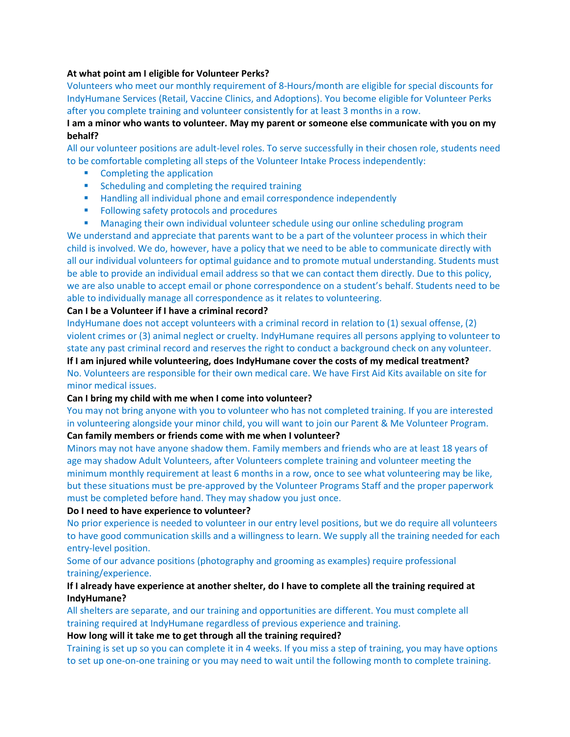**At what point am I eligible for Volunteer Perks?**

Volunteers who meet our monthly requirement of 8-Hours/month are eligible for special discounts for IndyHumane Services (Retail, Vaccine Clinics, and Adoptions). You become eligible for Volunteer Perks after you complete training and volunteer consistently for at least 3 months in a row.

**I am a minor who wants to volunteer. May my parent or someone else communicate with you on my behalf?**

All our volunteer positions are adult-level roles. To serve successfully in their chosen role, students need to be comfortable completing all steps of the Volunteer Intake Process independently:

- Completing the application
- Scheduling and completing the required training
- Handling all individual phone and email correspondence independently
- Following safety protocols and procedures
- Managing their own individual volunteer schedule using our online scheduling program

We understand and appreciate that parents want to be a part of the volunteer process in which their child is involved. We do, however, have a policy that we need to be able to communicate directly with all our individual volunteers for optimal guidance and to promote mutual understanding. Students must be able to provide an individual email address so that we can contact them directly. Due to this policy, we are also unable to accept email or phone correspondence on a student's behalf. Students need to be able to individually manage all correspondence as it relates to volunteering.

**Can I be a Volunteer if I have a criminal record?**

IndyHumane does not accept volunteers with a criminal record in relation to (1) sexual offense, (2) violent crimes or (3) animal neglect or cruelty. IndyHumane requires all persons applying to volunteer to state any past criminal record and reserves the right to conduct a background check on any volunteer.

**If I am injured while volunteering, does IndyHumane cover the costs of my medical treatment?**

No. Volunteers are responsible for their own medical care. We have First Aid Kits available on site for minor medical issues.

**Can I bring my child with me when I come into volunteer?**

You may not bring anyone with you to volunteer who has not completed training. If you are interested in volunteering alongside your minor child, you will want to join our Parent & Me Volunteer Program.

**Can family members or friends come with me when I volunteer?**

Minors may not have anyone shadow them. Family members and friends who are at least 18 years of age may shadow Adult Volunteers, after Volunteers complete training and volunteer meeting the minimum monthly requirement at least 6 months in a row, once to see what volunteering may be like, but these situations must be pre-approved by the Volunteer Programs Staff and the proper paperwork must be completed before hand. They may shadow you just once.

**Do I need to have experience to volunteer?**

No prior experience is needed to volunteer in our entry level positions, but we do require all volunteers to have good communication skills and a willingness to learn. We supply all the training needed for each entry-level position.

Some of our advance positions (photography and grooming as examples) require professional training/experience.

**If I already have experience at another shelter, do I have to complete all the training required at IndyHumane?**

All shelters are separate, and our training and opportunities are different. You must complete all training required at IndyHumane regardless of previous experience and training.

**How long will it take me to get through all the training required?**

Training is set up so you can complete it in 4 weeks. If you miss a step of training, you may have options to set up one-on-one training or you may need to wait until the following month to complete training.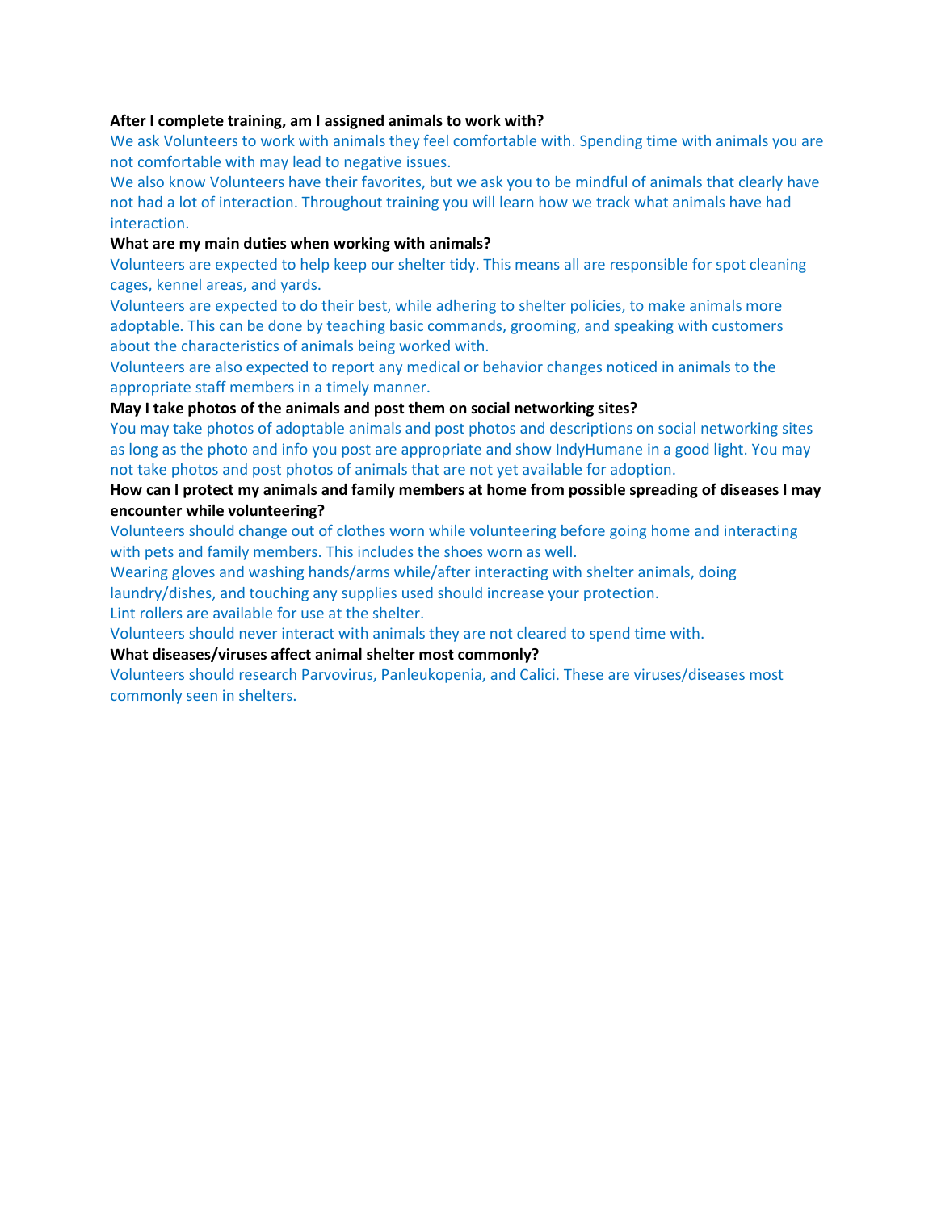**After I complete training, am I assigned animals to work with?**

We ask Volunteers to work with animals they feel comfortable with. Spending time with animals you are not comfortable with may lead to negative issues.

We also know Volunteers have their favorites, but we ask you to be mindful of animals that clearly have not had a lot of interaction. Throughout training you will learn how we track what animals have had interaction.

**What are my main duties when working with animals?**

Volunteers are expected to help keep our shelter tidy. This means all are responsible for spot cleaning cages, kennel areas, and yards.

Volunteers are expected to do their best, while adhering to shelter policies, to make animals more adoptable. This can be done by teaching basic commands, grooming, and speaking with customers about the characteristics of animals being worked with.

Volunteers are also expected to report any medical or behavior changes noticed in animals to the appropriate staff members in a timely manner.

**May I take photos of the animals and post them on social networking sites?**

You may take photos of adoptable animals and post photos and descriptions on social networking sites as long as the photo and info you post are appropriate and show IndyHumane in a good light. You may not take photos and post photos of animals that are not yet available for adoption.

**How can I protect my animals and family members at home from possible spreading of diseases I may encounter while volunteering?**

Volunteers should change out of clothes worn while volunteering before going home and interacting with pets and family members. This includes the shoes worn as well.

Wearing gloves and washing hands/arms while/after interacting with shelter animals, doing laundry/dishes, and touching any supplies used should increase your protection.

Lint rollers are available for use at the shelter.

Volunteers should never interact with animals they are not cleared to spend time with.

**What diseases/viruses affect animal shelter most commonly?**

Volunteers should research Parvovirus, Panleukopenia, and Calici. These are viruses/diseases most commonly seen in shelters.